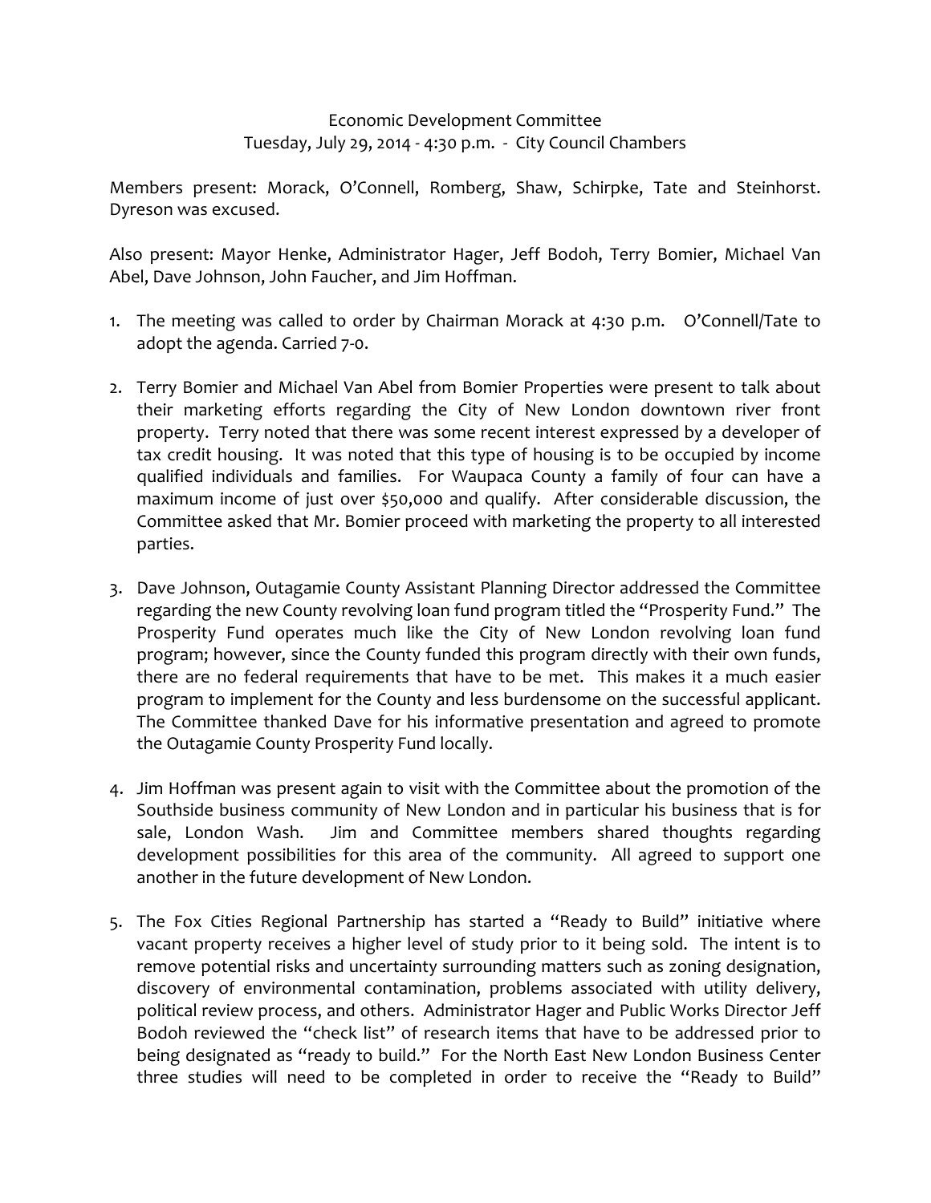Economic Development Committee
Tuesday, July 29, 2014 - 4:30 p.m. - City Council Chambers

Members present: Morack, O'Connell, Romberg, Shaw, Schirpke, Tate and Steinhorst. Dyreson was excused.

Also present: Mayor Henke, Administrator Hager, Jeff Bodoh, Terry Bomier, Michael Van Abel, Dave Johnson, John Faucher, and Jim Hoffman.

1. The meeting was called to order by Chairman Morack at 4:30 p.m. O'Connell/Tate to adopt the agenda. Carried 7-0.

2. Terry Bomier and Michael Van Abel from Bomier Properties were present to talk about their marketing efforts regarding the City of New London downtown river front property. Terry noted that there was some recent interest expressed by a developer of tax credit housing. It was noted that this type of housing is to be occupied by income qualified individuals and families. For Waupaca County a family of four can have a maximum income of just over $50,000 and qualify. After considerable discussion, the Committee asked that Mr. Bomier proceed with marketing the property to all interested parties.

3. Dave Johnson, Outagamie County Assistant Planning Director addressed the Committee regarding the new County revolving loan fund program titled the "Prosperity Fund." The Prosperity Fund operates much like the City of New London revolving loan fund program; however, since the County funded this program directly with their own funds, there are no federal requirements that have to be met. This makes it a much easier program to implement for the County and less burdensome on the successful applicant. The Committee thanked Dave for his informative presentation and agreed to promote the Outagamie County Prosperity Fund locally.

4. Jim Hoffman was present again to visit with the Committee about the promotion of the Southside business community of New London and in particular his business that is for sale, London Wash. Jim and Committee members shared thoughts regarding development possibilities for this area of the community. All agreed to support one another in the future development of New London.

5. The Fox Cities Regional Partnership has started a "Ready to Build" initiative where vacant property receives a higher level of study prior to it being sold. The intent is to remove potential risks and uncertainty surrounding matters such as zoning designation, discovery of environmental contamination, problems associated with utility delivery, political review process, and others. Administrator Hager and Public Works Director Jeff Bodoh reviewed the "check list" of research items that have to be addressed prior to being designated as "ready to build." For the North East New London Business Center three studies will need to be completed in order to receive the "Ready to Build"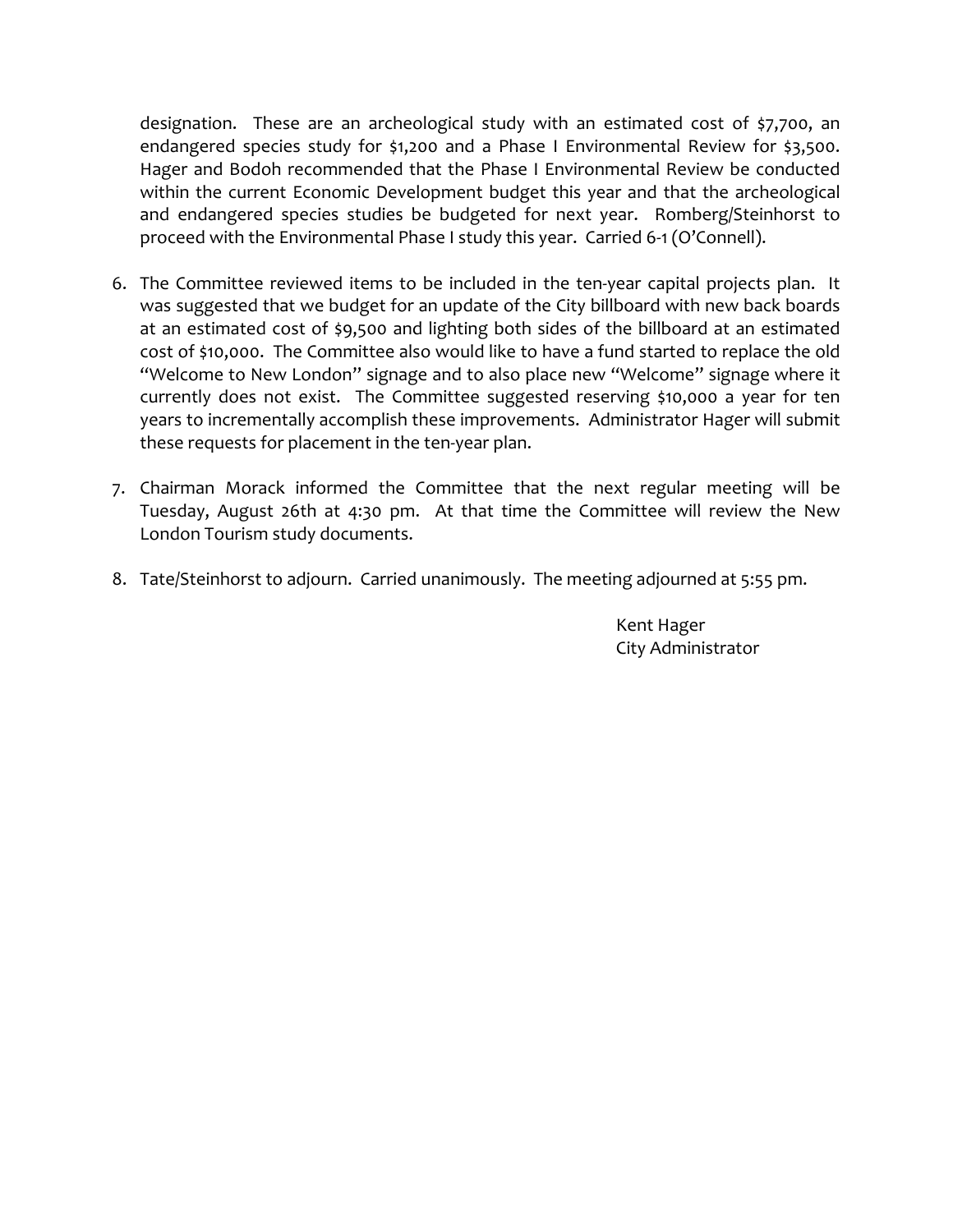designation. These are an archeological study with an estimated cost of $7,700, an endangered species study for $1,200 and a Phase I Environmental Review for $3,500. Hager and Bodoh recommended that the Phase I Environmental Review be conducted within the current Economic Development budget this year and that the archeological and endangered species studies be budgeted for next year. Romberg/Steinhorst to proceed with the Environmental Phase I study this year. Carried 6-1 (O'Connell).

6. The Committee reviewed items to be included in the ten-year capital projects plan. It was suggested that we budget for an update of the City billboard with new back boards at an estimated cost of $9,500 and lighting both sides of the billboard at an estimated cost of $10,000. The Committee also would like to have a fund started to replace the old "Welcome to New London" signage and to also place new "Welcome" signage where it currently does not exist. The Committee suggested reserving $10,000 a year for ten years to incrementally accomplish these improvements. Administrator Hager will submit these requests for placement in the ten-year plan.

7. Chairman Morack informed the Committee that the next regular meeting will be Tuesday, August 26th at 4:30 pm. At that time the Committee will review the New London Tourism study documents.

8. Tate/Steinhorst to adjourn. Carried unanimously. The meeting adjourned at 5:55 pm.

Kent Hager
City Administrator